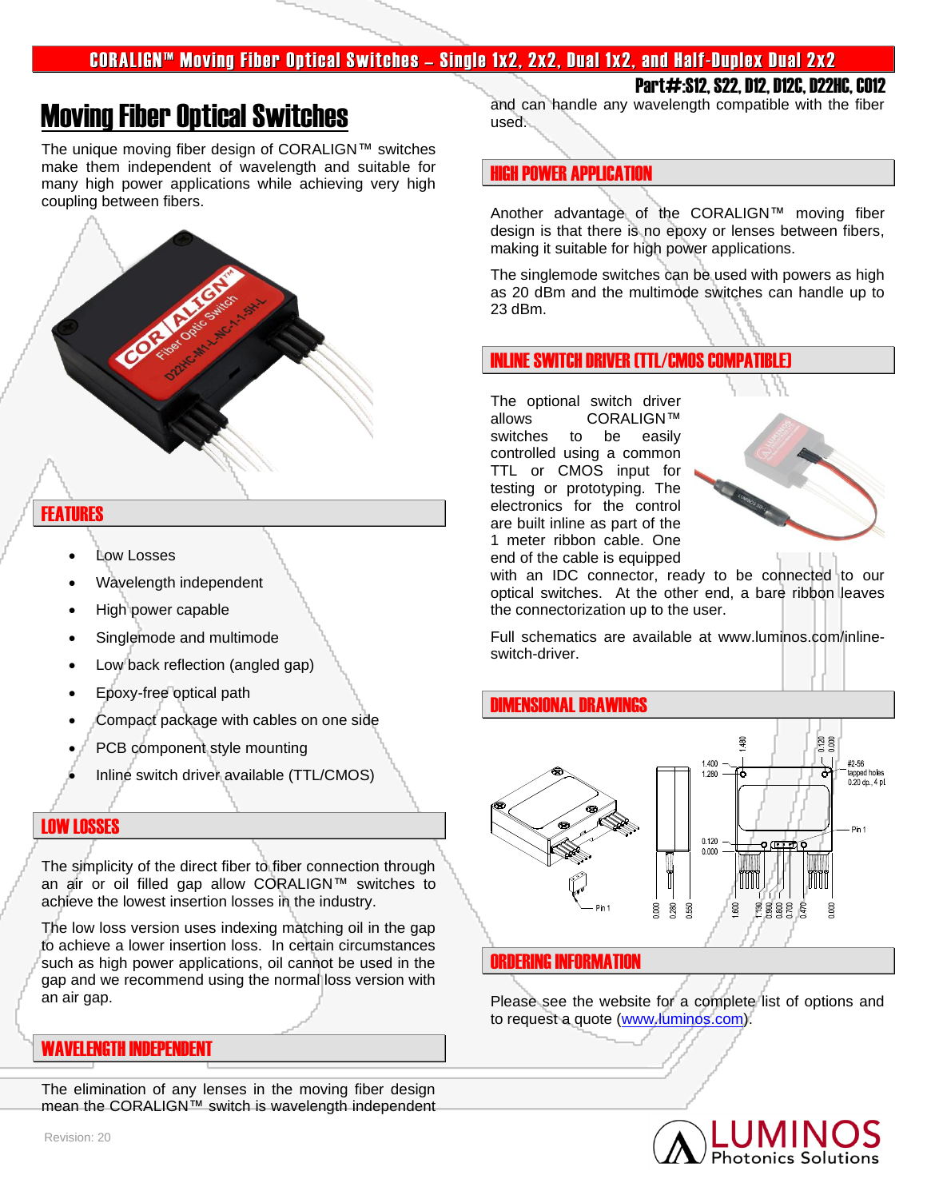# CORALIGN™ Moving Fiber Optical Switches – Single 1x2, 2x2, Dual 1x2, and Half-Duplex Dual 2x2

**Part#:S12, S22, D12, D12C, D22HC, C012**

## Moving Fiber Optical Switches

The unique moving fiber design of CORALIGN™ switches make them independent of wavelength and suitable for many high power applications while achieving very high coupling between fibers.

## FEATURES

- Low Losses
- Wavelength independent
- High power capable
- Singlemode and multimode
- Low back reflection (angled gap)
- Epoxy-free optical path
- Compact package with cables on one side
- PCB component style mounting
- Inline switch driver available (TTL/CMOS)

## LOW LOSSES

The simplicity of the direct fiber to fiber connection through an air or oil filled gap allow CORALIGN™ switches to achieve the lowest insertion losses in the industry.

The low loss version uses indexing matching oil in the gap to achieve a lower insertion loss. In certain circumstances such as high power applications, oil cannot be used in the gap and we recommend using the normal loss version with an air gap.

## WAVELENGTH INDEPENDENT

The elimination of any lenses in the moving fiber design mean the CORALIGN™ switch is wavelength independent and can handle any wavelength compatible with the fiber used.

## HIGH POWER APPLICATION

Another advantage of the CORALIGN™ moving fiber design is that there is no epoxy or lenses between fibers, making it suitable for high power applications.

The singlemode switches can be used with powers as high as 20 dBm and the multimode switches can handle up to 23 dBm.

## INLINE SWITCH DRIVER (TTL/CMOS COMPATIBLE)

The optional switch driver allows CORALIGN™ switches to be easily controlled using a common TTL or CMOS input for testing or prototyping. The electronics for the control are built inline as part of the 1 meter ribbon cable. One end of the cable is equipped with an IDC connector, ready to be connected to our optical switches. At the other end, a bare ribbon leaves the connectorization up to the user.

Full schematics are available at www.luminos.com/inline-switch-driver.

## DIMENSIONAL DRAWINGS

## ORDERING INFORMATION

Please see the website for a complete list of options and to request a quote (www.luminos.com).

Revision: 20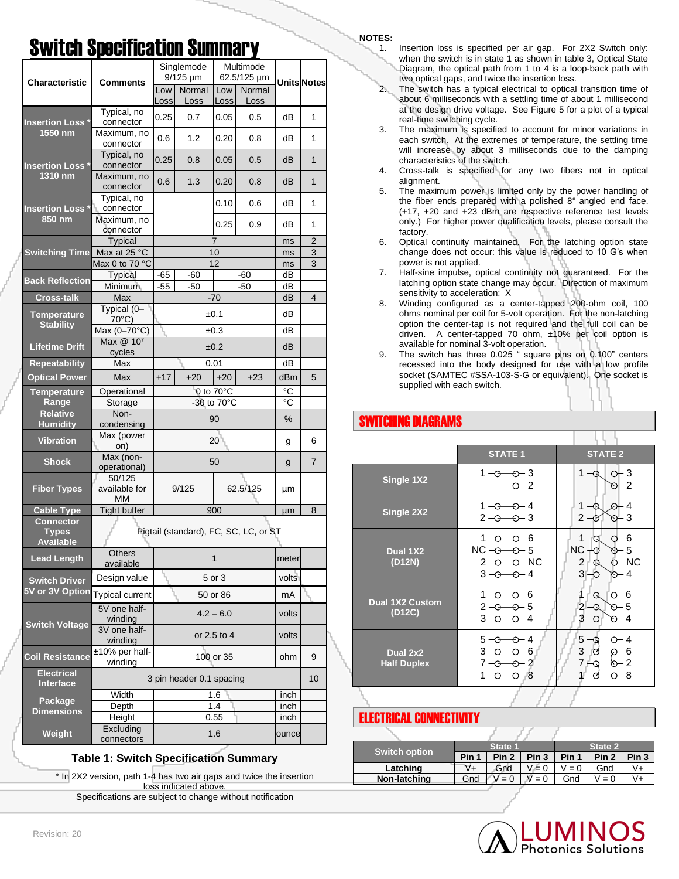# Switch Specification Summary

| Characteristic | Comments | Singlemode 9/125 µm | | Multimode 62.5/125 µm | | Units | Notes |
|---|---|---|---|---|---|---|---|
| | | Low Loss | Normal Loss | Low Loss | Normal Loss | | |
| Insertion Loss * 1550 nm | Typical, no connector | 0.25 | 0.7 | 0.05 | 0.5 | dB | 1 |
| | Maximum, no connector | 0.6 | 1.2 | 0.20 | 0.8 | dB | 1 |
| Insertion Loss * 1310 nm | Typical, no connector | 0.25 | 0.8 | 0.05 | 0.5 | dB | 1 |
| | Maximum, no connector | 0.6 | 1.3 | 0.20 | 0.8 | dB | 1 |
| Insertion Loss * 850 nm | Typical, no connector | | | 0.10 | 0.6 | dB | 1 |
| | Maximum, no connector | | | 0.25 | 0.9 | dB | 1 |
| Switching Time | Typical | 7 | | | | ms | 2 |
| | Max at 25 °C | 10 | | | | ms | 3 |
| | Max 0 to 70 °C | 12 | | | | ms | 3 |
| Back Reflection | Typical | -65 | -60 | -60 | | dB | |
| | Minimum | -55 | -50 | -50 | | dB | |
| Cross-talk | Max | -70 | | | | dB | 4 |
| Temperature Stability | Typical (0–70°C) | ±0.1 | | | | dB | |
| | Max (0–70°C) | ±0.3 | | | | dB | |
| Lifetime Drift | Max @ $10^7$ cycles | ±0.2 | | | | dB | |
| Repeatability | Max | 0.01 | | | | dB | |
| Optical Power | Max | +17 | +20 | +20 | +23 | dBm | 5 |
| Temperature Range | Operational | 0 to 70°C | | | | °C | |
| | Storage | -30 to 70°C | | | | °C | |
| Relative Humidity | Non-condensing | 90 | | | | % | |
| Vibration | Max (power on) | 20 | | | | g | 6 |
| Shock | Max (non-operational) | 50 | | | | g | 7 |
| Fiber Types | 50/125 available for MM | 9/125 | | 62.5/125 | | µm | |
| Cable Type | Tight buffer | 900 | | | | µm | 8 |
| Connector Types Available | Pigtail (standard), FC, SC, LC, or ST | | | | | | |
| Lead Length | Others available | 1 | | | | meter | |
| Switch Driver 5V or 3V Option | Design value | 5 or 3 | | | | volts | |
| | Typical current | 50 or 86 | | | | mA | |
| Switch Voltage | 5V one half-winding | 4.2 – 6.0 | | | | volts | |
| | 3V one half-winding | or 2.5 to 4 | | | | volts | |
| Coil Resistance | ±10% per half-winding | 100 or 35 | | | | ohm | 9 |
| Electrical Interface | 3 pin header 0.1 spacing | | | | | | 10 |
| Package Dimensions | Width | 1.6 | | | | inch | |
| | Depth | 1.4 | | | | inch | |
| | Height | 0.55 | | | | inch | |
| Weight | Excluding connectors | 1.6 | | | | ounce | |

**Table 1: Switch Specification Summary**

\* In 2X2 version, path 1-4 has two air gaps and twice the insertion loss indicated above.

Specifications are subject to change without notification

**NOTES:**

1. Insertion loss is specified per air gap. For 2X2 Switch only: when the switch is in state 1 as shown in table 3, Optical State Diagram, the optical path from 1 to 4 is a loop-back path with two optical gaps, and twice the insertion loss.
2. The switch has a typical electrical to optical transition time of about 6 milliseconds with a settling time of about 1 millisecond at the design drive voltage. See Figure 5 for a plot of a typical real-time switching cycle.
3. The maximum is specified to account for minor variations in each switch. At the extremes of temperature, the settling time will increase by about 3 milliseconds due to the damping characteristics of the switch.
4. Cross-talk is specified for any two fibers not in optical alignment.
5. The maximum power is limited only by the power handling of the fiber ends prepared with a polished 8° angled end face. (+17, +20 and +23 dBm are respective reference test levels only.) For higher power qualification levels, please consult the factory.
6. Optical continuity maintained. For the latching option state change does not occur: this value is reduced to 10 G's when power is not applied.
7. Half-sine impulse, optical continuity not guaranteed. For the latching option state change may occur. Direction of maximum sensitivity to acceleration: X
8. Winding configured as a center-tapped 200-ohm coil, 100 ohms nominal per coil for 5-volt operation. For the non-latching option the center-tap is not required and the full coil can be driven. A center-tapped 70 ohm, ±10% per coil option is available for nominal 3-volt operation.
9. The switch has three 0.025 " square pins on 0.100" centers recessed into the body designed for use with a low profile socket (SAMTEC #SSA-103-S-G or equivalent). One socket is supplied with each switch.

## SWITCHING DIAGRAMS

| | STATE 1 | STATE 2 |
|---|---|---|
| Single 1X2 | 1–3; 2 | 1–2; 3 |
| Single 2X2 | 1–4; 2–3 | 1–3; 2–4 |
| Dual 1X2 (D12N) | 1–6; NC–5; 2–NC; 3–4 | 1–5; NC–6; 2–4; 3–NC |
| Dual 1X2 Custom (D12C) | 1–6; 2–5; 3–4 | 1–5; 2–4; 3–6 |
| Dual 2x2 Half Duplex | 5–4; 3–6; 7–2; 1–8 | 5–6; 3–4; 7–8; 1–2 |

## ELECTRICAL CONNECTIVITY

| Switch option | State 1 | | | State 2 | | |
|---|---|---|---|---|---|---|
| | Pin 1 | Pin 2 | Pin 3 | Pin 1 | Pin 2 | Pin 3 |
| Latching | V+ | Gnd | V = 0 | V = 0 | Gnd | V+ |
| Non-latching | Gnd | V = 0 | V = 0 | Gnd | V = 0 | V+ |

Revision: 20

LUMINOS Photonics Solutions